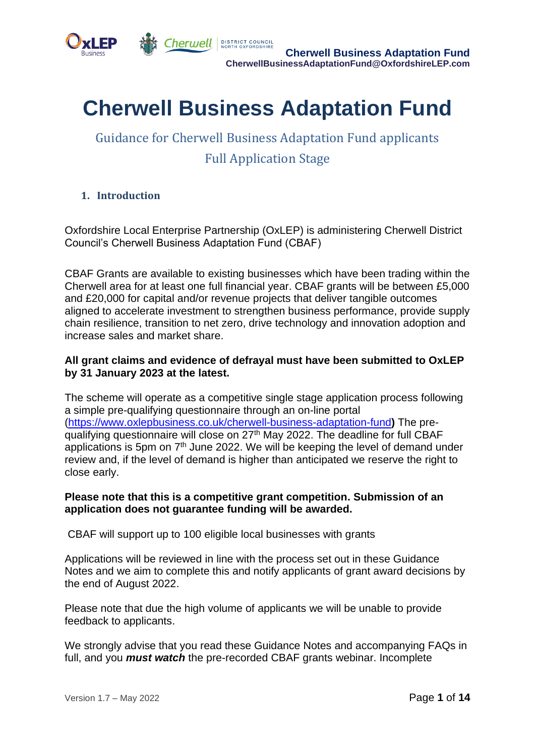# Cherwell Business Adaptation Fund

## Guidance for Cherwell Business Adaptation Fund applicants
## Full Application Stage

### 1. Introduction

Oxfordshire Local Enterprise Partnership (OxLEP) is administering Cherwell District Council's Cherwell Business Adaptation Fund (CBAF)

CBAF Grants are available to existing businesses which have been trading within the Cherwell area for at least one full financial year. CBAF grants will be between £5,000 and £20,000 for capital and/or revenue projects that deliver tangible outcomes aligned to accelerate investment to strengthen business performance, provide supply chain resilience, transition to net zero, drive technology and innovation adoption and increase sales and market share.

**All grant claims and evidence of defrayal must have been submitted to OxLEP by 31 January 2023 at the latest.**

The scheme will operate as a competitive single stage application process following a simple pre-qualifying questionnaire through an on-line portal (https://www.oxlepbusiness.co.uk/cherwell-business-adaptation-fund**)** The pre-qualifying questionnaire will close on 27th May 2022. The deadline for full CBAF applications is 5pm on 7th June 2022. We will be keeping the level of demand under review and, if the level of demand is higher than anticipated we reserve the right to close early.

**Please note that this is a competitive grant competition. Submission of an application does not guarantee funding will be awarded.**

CBAF will support up to 100 eligible local businesses with grants

Applications will be reviewed in line with the process set out in these Guidance Notes and we aim to complete this and notify applicants of grant award decisions by the end of August 2022.

Please note that due the high volume of applicants we will be unable to provide feedback to applicants.

We strongly advise that you read these Guidance Notes and accompanying FAQs in full, and you ***must watch*** the pre-recorded CBAF grants webinar. Incomplete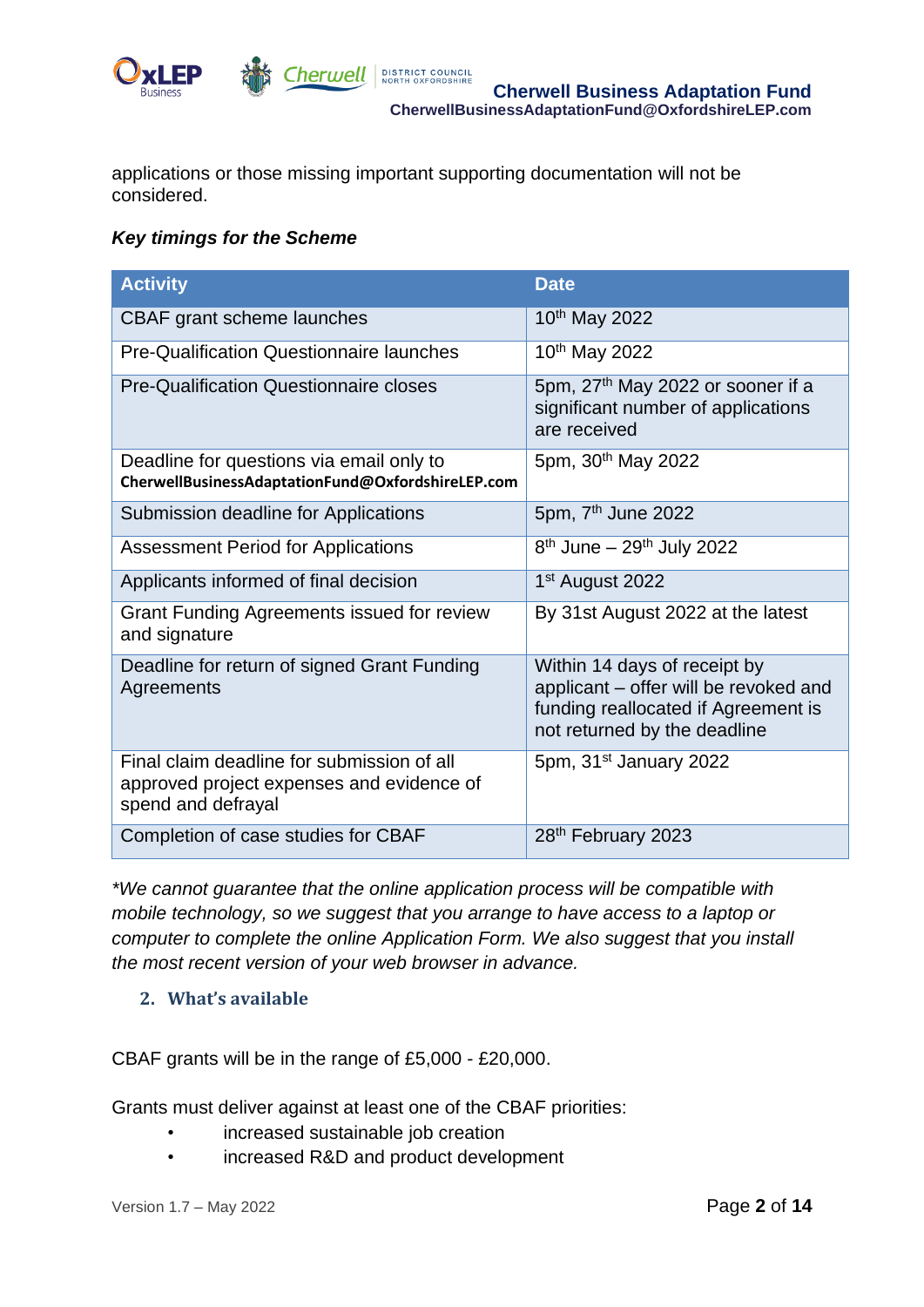applications or those missing important supporting documentation will not be considered.

***Key timings for the Scheme***

| Activity | Date |
|---|---|
| CBAF grant scheme launches | 10th May 2022 |
| Pre-Qualification Questionnaire launches | 10th May 2022 |
| Pre-Qualification Questionnaire closes | 5pm, 27th May 2022 or sooner if a significant number of applications are received |
| Deadline for questions via email only to **CherwellBusinessAdaptationFund@OxfordshireLEP.com** | 5pm, 30th May 2022 |
| Submission deadline for Applications | 5pm, 7th June 2022 |
| Assessment Period for Applications | 8th June – 29th July 2022 |
| Applicants informed of final decision | 1st August 2022 |
| Grant Funding Agreements issued for review and signature | By 31st August 2022 at the latest |
| Deadline for return of signed Grant Funding Agreements | Within 14 days of receipt by applicant – offer will be revoked and funding reallocated if Agreement is not returned by the deadline |
| Final claim deadline for submission of all approved project expenses and evidence of spend and defrayal | 5pm, 31st January 2022 |
| Completion of case studies for CBAF | 28th February 2023 |

*\*We cannot guarantee that the online application process will be compatible with mobile technology, so we suggest that you arrange to have access to a laptop or computer to complete the online Application Form. We also suggest that you install the most recent version of your web browser in advance.*

## 2. What's available

CBAF grants will be in the range of £5,000 - £20,000.

Grants must deliver against at least one of the CBAF priorities:

- increased sustainable job creation
- increased R&D and product development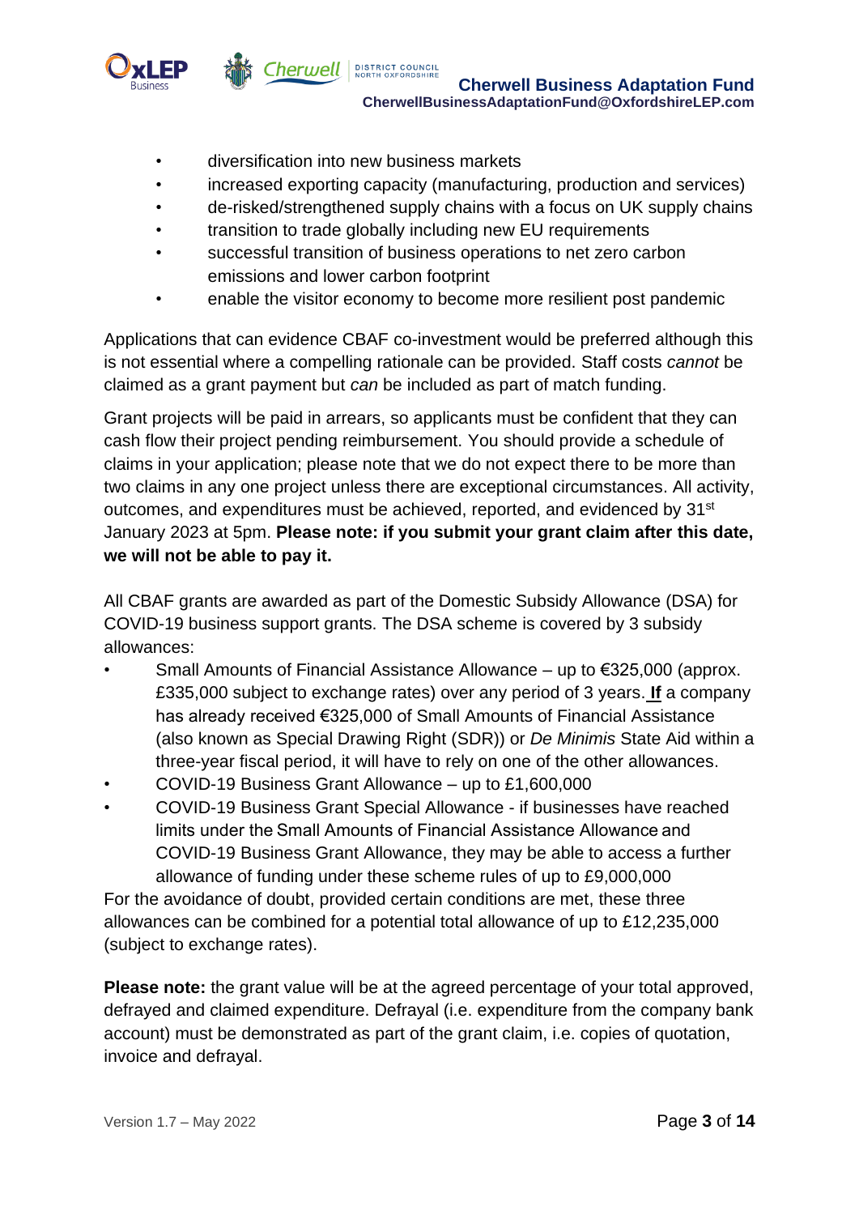- diversification into new business markets
- increased exporting capacity (manufacturing, production and services)
- de-risked/strengthened supply chains with a focus on UK supply chains
- transition to trade globally including new EU requirements
- successful transition of business operations to net zero carbon emissions and lower carbon footprint
- enable the visitor economy to become more resilient post pandemic

Applications that can evidence CBAF co-investment would be preferred although this is not essential where a compelling rationale can be provided. Staff costs *cannot* be claimed as a grant payment but *can* be included as part of match funding.

Grant projects will be paid in arrears, so applicants must be confident that they can cash flow their project pending reimbursement. You should provide a schedule of claims in your application; please note that we do not expect there to be more than two claims in any one project unless there are exceptional circumstances. All activity, outcomes, and expenditures must be achieved, reported, and evidenced by 31st January 2023 at 5pm. **Please note: if you submit your grant claim after this date, we will not be able to pay it.**

All CBAF grants are awarded as part of the Domestic Subsidy Allowance (DSA) for COVID-19 business support grants. The DSA scheme is covered by 3 subsidy allowances:

- Small Amounts of Financial Assistance Allowance – up to €325,000 (approx. £335,000 subject to exchange rates) over any period of 3 years. **If** a company has already received €325,000 of Small Amounts of Financial Assistance (also known as Special Drawing Right (SDR)) or *De Minimis* State Aid within a three-year fiscal period, it will have to rely on one of the other allowances.
- COVID-19 Business Grant Allowance – up to £1,600,000
- COVID-19 Business Grant Special Allowance - if businesses have reached limits under the Small Amounts of Financial Assistance Allowance and COVID-19 Business Grant Allowance, they may be able to access a further allowance of funding under these scheme rules of up to £9,000,000

For the avoidance of doubt, provided certain conditions are met, these three allowances can be combined for a potential total allowance of up to £12,235,000 (subject to exchange rates).

**Please note:** the grant value will be at the agreed percentage of your total approved, defrayed and claimed expenditure. Defrayal (i.e. expenditure from the company bank account) must be demonstrated as part of the grant claim, i.e. copies of quotation, invoice and defrayal.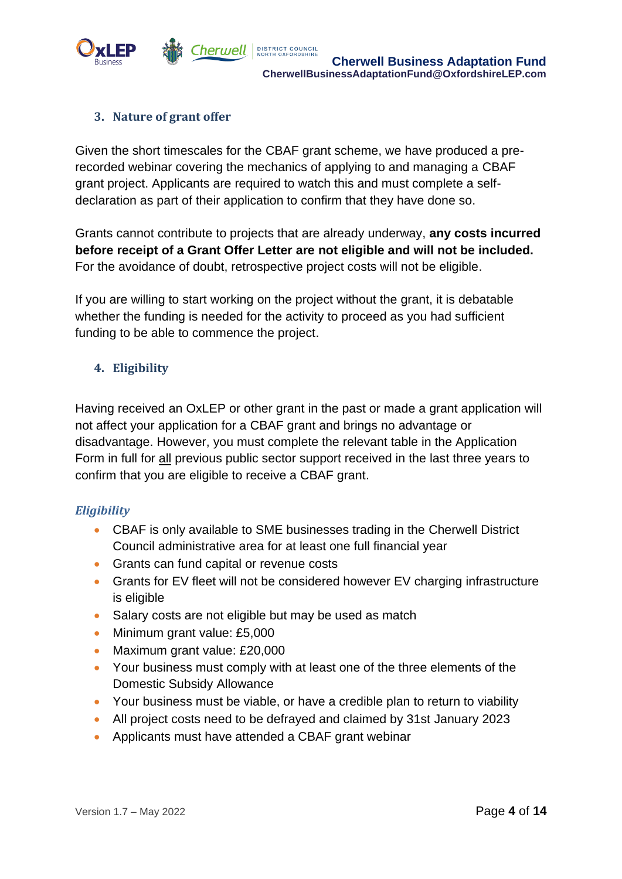## 3. Nature of grant offer

Given the short timescales for the CBAF grant scheme, we have produced a pre-recorded webinar covering the mechanics of applying to and managing a CBAF grant project. Applicants are required to watch this and must complete a self-declaration as part of their application to confirm that they have done so.

Grants cannot contribute to projects that are already underway, **any costs incurred before receipt of a Grant Offer Letter are not eligible and will not be included.** For the avoidance of doubt, retrospective project costs will not be eligible.

If you are willing to start working on the project without the grant, it is debatable whether the funding is needed for the activity to proceed as you had sufficient funding to be able to commence the project.

## 4. Eligibility

Having received an OxLEP or other grant in the past or made a grant application will not affect your application for a CBAF grant and brings no advantage or disadvantage. However, you must complete the relevant table in the Application Form in full for <u>all</u> previous public sector support received in the last three years to confirm that you are eligible to receive a CBAF grant.

### *Eligibility*

- CBAF is only available to SME businesses trading in the Cherwell District Council administrative area for at least one full financial year
- Grants can fund capital or revenue costs
- Grants for EV fleet will not be considered however EV charging infrastructure is eligible
- Salary costs are not eligible but may be used as match
- Minimum grant value: £5,000
- Maximum grant value: £20,000
- Your business must comply with at least one of the three elements of the Domestic Subsidy Allowance
- Your business must be viable, or have a credible plan to return to viability
- All project costs need to be defrayed and claimed by 31st January 2023
- Applicants must have attended a CBAF grant webinar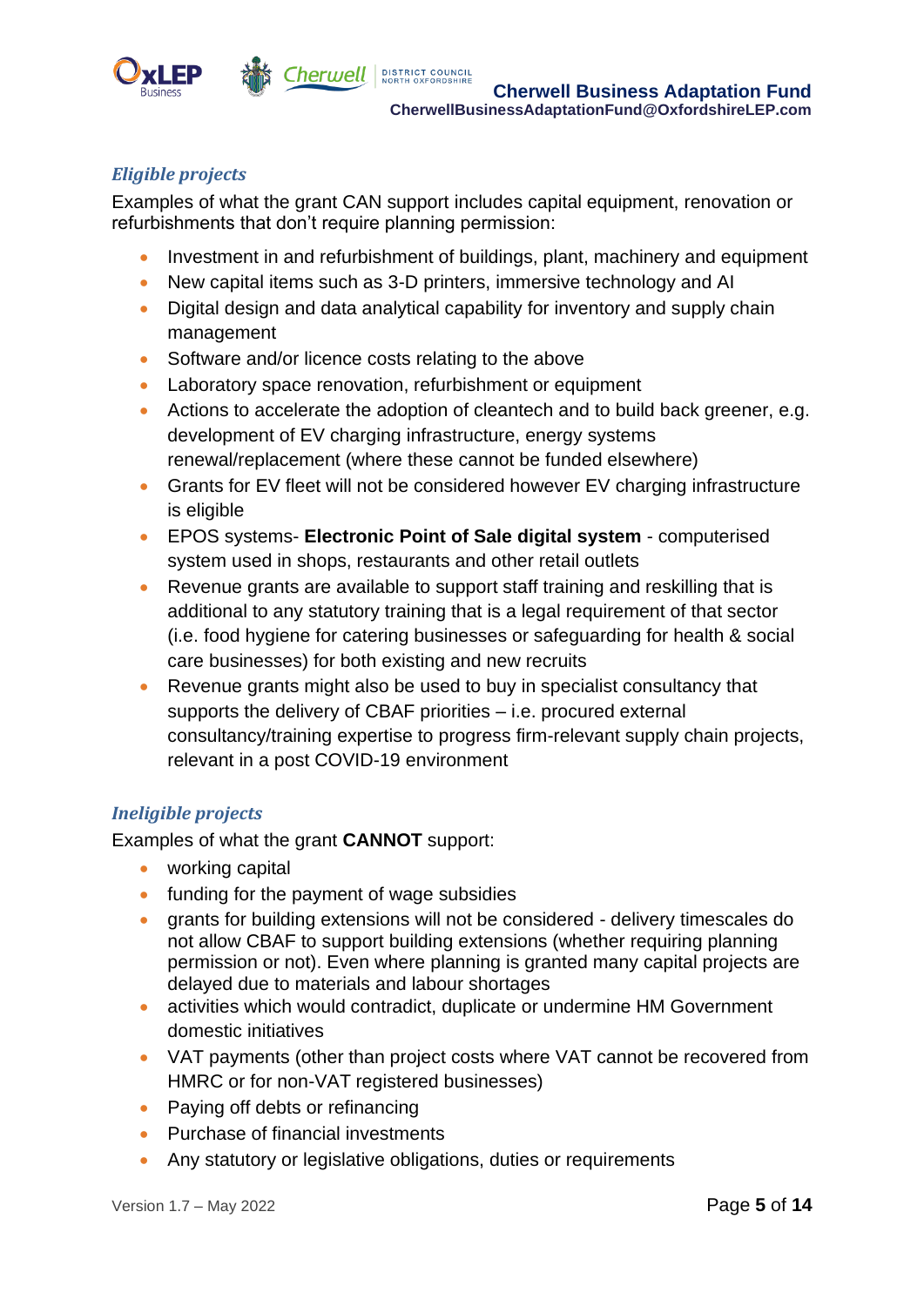### *Eligible projects*

Examples of what the grant CAN support includes capital equipment, renovation or refurbishments that don't require planning permission:

- Investment in and refurbishment of buildings, plant, machinery and equipment
- New capital items such as 3-D printers, immersive technology and AI
- Digital design and data analytical capability for inventory and supply chain management
- Software and/or licence costs relating to the above
- Laboratory space renovation, refurbishment or equipment
- Actions to accelerate the adoption of cleantech and to build back greener, e.g. development of EV charging infrastructure, energy systems renewal/replacement (where these cannot be funded elsewhere)
- Grants for EV fleet will not be considered however EV charging infrastructure is eligible
- EPOS systems- **Electronic Point of Sale digital system** - computerised system used in shops, restaurants and other retail outlets
- Revenue grants are available to support staff training and reskilling that is additional to any statutory training that is a legal requirement of that sector (i.e. food hygiene for catering businesses or safeguarding for health & social care businesses) for both existing and new recruits
- Revenue grants might also be used to buy in specialist consultancy that supports the delivery of CBAF priorities – i.e. procured external consultancy/training expertise to progress firm-relevant supply chain projects, relevant in a post COVID-19 environment

### *Ineligible projects*

Examples of what the grant **CANNOT** support:

- working capital
- funding for the payment of wage subsidies
- grants for building extensions will not be considered - delivery timescales do not allow CBAF to support building extensions (whether requiring planning permission or not). Even where planning is granted many capital projects are delayed due to materials and labour shortages
- activities which would contradict, duplicate or undermine HM Government domestic initiatives
- VAT payments (other than project costs where VAT cannot be recovered from HMRC or for non-VAT registered businesses)
- Paying off debts or refinancing
- Purchase of financial investments
- Any statutory or legislative obligations, duties or requirements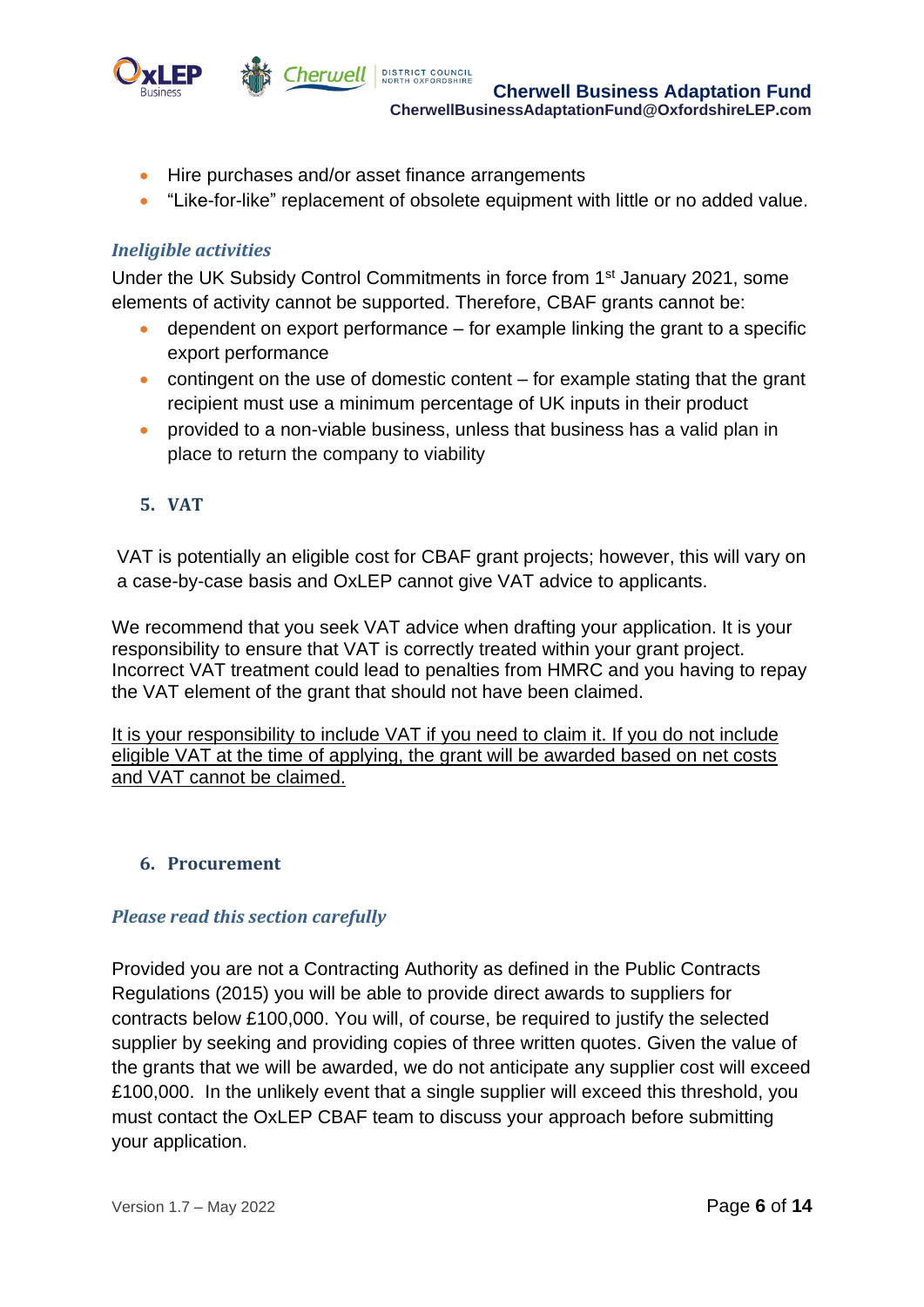- Hire purchases and/or asset finance arrangements
- “Like-for-like” replacement of obsolete equipment with little or no added value.

### *Ineligible activities*

Under the UK Subsidy Control Commitments in force from 1st January 2021, some elements of activity cannot be supported. Therefore, CBAF grants cannot be:

- dependent on export performance – for example linking the grant to a specific export performance
- contingent on the use of domestic content – for example stating that the grant recipient must use a minimum percentage of UK inputs in their product
- provided to a non-viable business, unless that business has a valid plan in place to return the company to viability

## 5. VAT

VAT is potentially an eligible cost for CBAF grant projects; however, this will vary on a case-by-case basis and OxLEP cannot give VAT advice to applicants.

We recommend that you seek VAT advice when drafting your application. It is your responsibility to ensure that VAT is correctly treated within your grant project. Incorrect VAT treatment could lead to penalties from HMRC and you having to repay the VAT element of the grant that should not have been claimed.

<u>It is your responsibility to include VAT if you need to claim it. If you do not include eligible VAT at the time of applying, the grant will be awarded based on net costs and VAT cannot be claimed.</u>

## 6. Procurement

### *Please read this section carefully*

Provided you are not a Contracting Authority as defined in the Public Contracts Regulations (2015) you will be able to provide direct awards to suppliers for contracts below £100,000. You will, of course, be required to justify the selected supplier by seeking and providing copies of three written quotes. Given the value of the grants that we will be awarded, we do not anticipate any supplier cost will exceed £100,000. In the unlikely event that a single supplier will exceed this threshold, you must contact the OxLEP CBAF team to discuss your approach before submitting your application.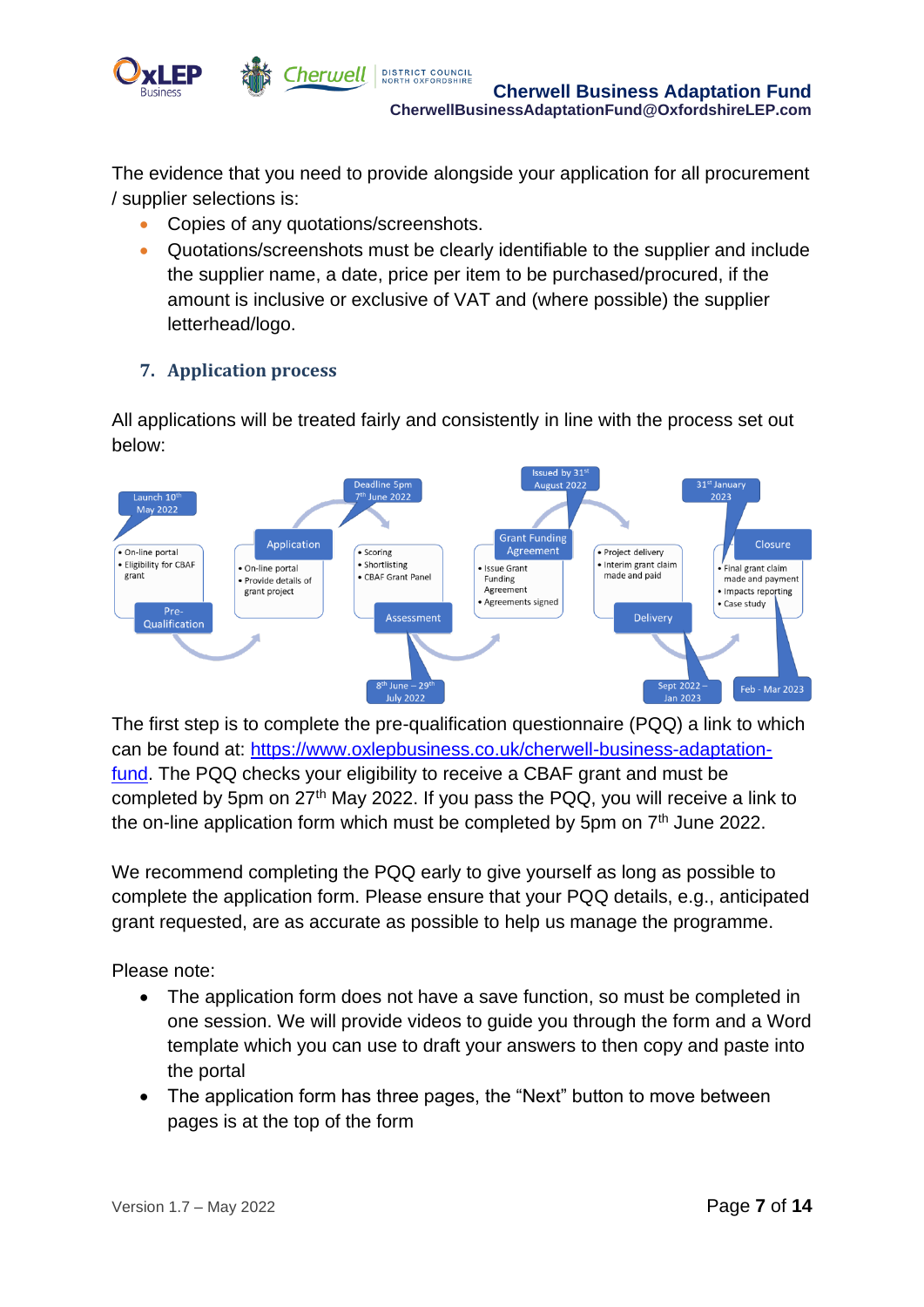The evidence that you need to provide alongside your application for all procurement / supplier selections is:

- Copies of any quotations/screenshots.
- Quotations/screenshots must be clearly identifiable to the supplier and include the supplier name, a date, price per item to be purchased/procured, if the amount is inclusive or exclusive of VAT and (where possible) the supplier letterhead/logo.

## 7. Application process

All applications will be treated fairly and consistently in line with the process set out below:

Launch 10th May 2022

**Pre-Qualification**
- On-line portal
- Eligibility for CBAF grant

Deadline 5pm 7th June 2022

**Application**
- On-line portal
- Provide details of grant project

8th June – 29th July 2022

**Assessment**
- Scoring
- Shortlisting
- CBAF Grant Panel

Issued by 31st August 2022

**Grant Funding Agreement**
- Issue Grant Funding Agreement
- Agreements signed

Sept 2022 – Jan 2023

**Delivery**
- Project delivery
- Interim grant claim made and paid

31st January 2023

**Closure**
- Final grant claim made and payment
- Impacts reporting
- Case study

Feb - Mar 2023

The first step is to complete the pre-qualification questionnaire (PQQ) a link to which can be found at: https://www.oxlepbusiness.co.uk/cherwell-business-adaptation-fund. The PQQ checks your eligibility to receive a CBAF grant and must be completed by 5pm on 27th May 2022. If you pass the PQQ, you will receive a link to the on-line application form which must be completed by 5pm on 7th June 2022.

We recommend completing the PQQ early to give yourself as long as possible to complete the application form. Please ensure that your PQQ details, e.g., anticipated grant requested, are as accurate as possible to help us manage the programme.

Please note:

- The application form does not have a save function, so must be completed in one session. We will provide videos to guide you through the form and a Word template which you can use to draft your answers to then copy and paste into the portal
- The application form has three pages, the "Next" button to move between pages is at the top of the form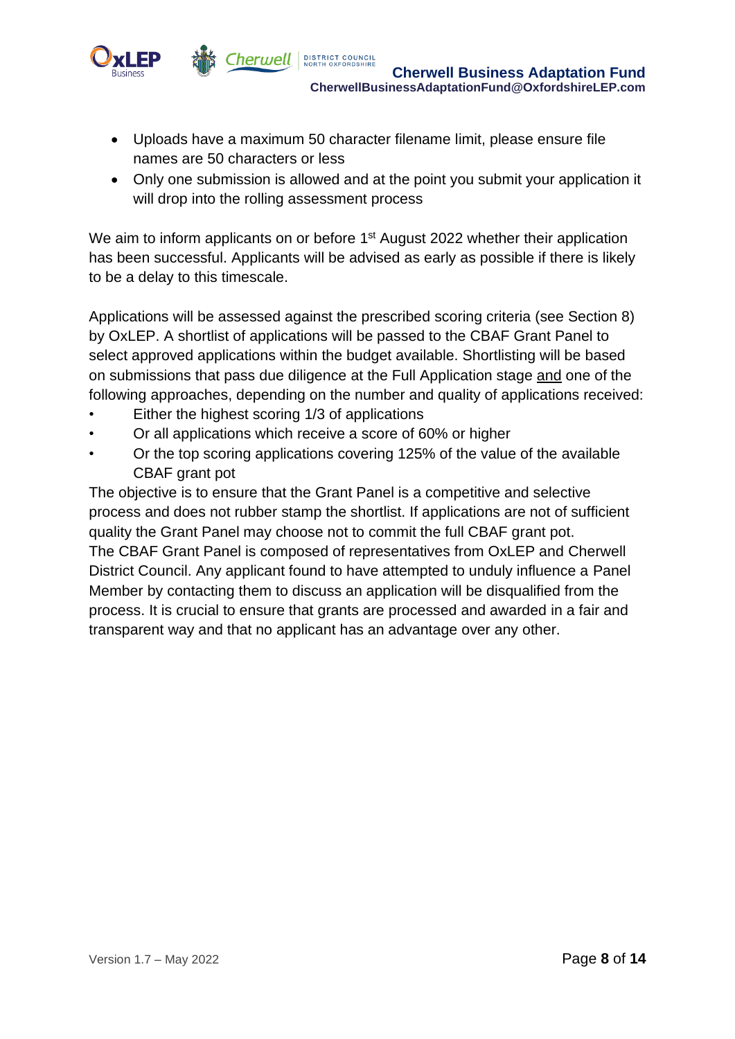- Uploads have a maximum 50 character filename limit, please ensure file names are 50 characters or less
- Only one submission is allowed and at the point you submit your application it will drop into the rolling assessment process

We aim to inform applicants on or before 1st August 2022 whether their application has been successful. Applicants will be advised as early as possible if there is likely to be a delay to this timescale.

Applications will be assessed against the prescribed scoring criteria (see Section 8) by OxLEP. A shortlist of applications will be passed to the CBAF Grant Panel to select approved applications within the budget available. Shortlisting will be based on submissions that pass due diligence at the Full Application stage <u>and</u> one of the following approaches, depending on the number and quality of applications received:

- Either the highest scoring 1/3 of applications
- Or all applications which receive a score of 60% or higher
- Or the top scoring applications covering 125% of the value of the available CBAF grant pot

The objective is to ensure that the Grant Panel is a competitive and selective process and does not rubber stamp the shortlist. If applications are not of sufficient quality the Grant Panel may choose not to commit the full CBAF grant pot.
The CBAF Grant Panel is composed of representatives from OxLEP and Cherwell District Council. Any applicant found to have attempted to unduly influence a Panel Member by contacting them to discuss an application will be disqualified from the process. It is crucial to ensure that grants are processed and awarded in a fair and transparent way and that no applicant has an advantage over any other.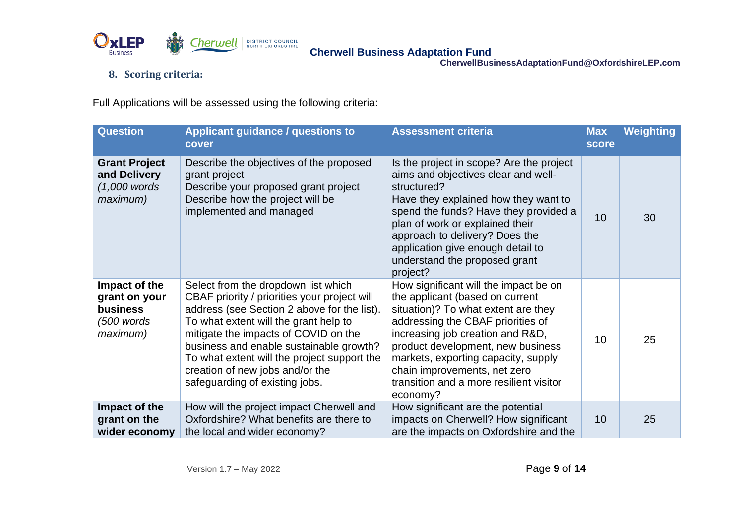## 8. Scoring criteria:

Full Applications will be assessed using the following criteria:

| Question | Applicant guidance / questions to cover | Assessment criteria | Max score | Weighting |
|---|---|---|---|---|
| **Grant Project and Delivery** *(1,000 words maximum)* | Describe the objectives of the proposed grant project<br>Describe your proposed grant project<br>Describe how the project will be implemented and managed | Is the project in scope? Are the project aims and objectives clear and well-structured?<br>Have they explained how they want to spend the funds? Have they provided a plan of work or explained their approach to delivery? Does the application give enough detail to understand the proposed grant project? | 10 | 30 |
| **Impact of the grant on your business** *(500 words maximum)* | Select from the dropdown list which CBAF priority / priorities your project will address (see Section 2 above for the list).<br>To what extent will the grant help to mitigate the impacts of COVID on the business and enable sustainable growth?<br>To what extent will the project support the creation of new jobs and/or the safeguarding of existing jobs. | How significant will the impact be on the applicant (based on current situation)? To what extent are they addressing the CBAF priorities of increasing job creation and R&D, product development, new business markets, exporting capacity, supply chain improvements, net zero transition and a more resilient visitor economy? | 10 | 25 |
| **Impact of the grant on the wider economy** | How will the project impact Cherwell and Oxfordshire? What benefits are there to the local and wider economy? | How significant are the potential impacts on Cherwell? How significant are the impacts on Oxfordshire and the | 10 | 25 |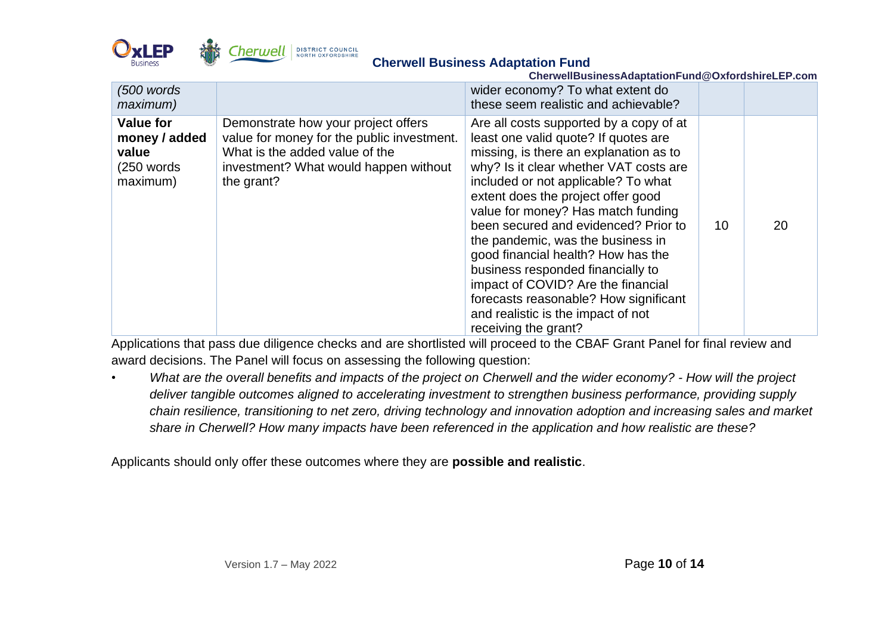| | | | | |
|---|---|---|---|---|
| *(500 words maximum)* | | wider economy? To what extent do these seem realistic and achievable? | | |
| **Value for money / added value** (250 words maximum) | Demonstrate how your project offers value for money for the public investment. What is the added value of the investment? What would happen without the grant? | Are all costs supported by a copy of at least one valid quote? If quotes are missing, is there an explanation as to why? Is it clear whether VAT costs are included or not applicable? To what extent does the project offer good value for money? Has match funding been secured and evidenced? Prior to the pandemic, was the business in good financial health? How has the business responded financially to impact of COVID? Are the financial forecasts reasonable? How significant and realistic is the impact of not receiving the grant? | 10 | 20 |

Applications that pass due diligence checks and are shortlisted will proceed to the CBAF Grant Panel for final review and award decisions. The Panel will focus on assessing the following question:

- *What are the overall benefits and impacts of the project on Cherwell and the wider economy? - How will the project deliver tangible outcomes aligned to accelerating investment to strengthen business performance, providing supply chain resilience, transitioning to net zero, driving technology and innovation adoption and increasing sales and market share in Cherwell? How many impacts have been referenced in the application and how realistic are these?*

Applicants should only offer these outcomes where they are **possible and realistic**.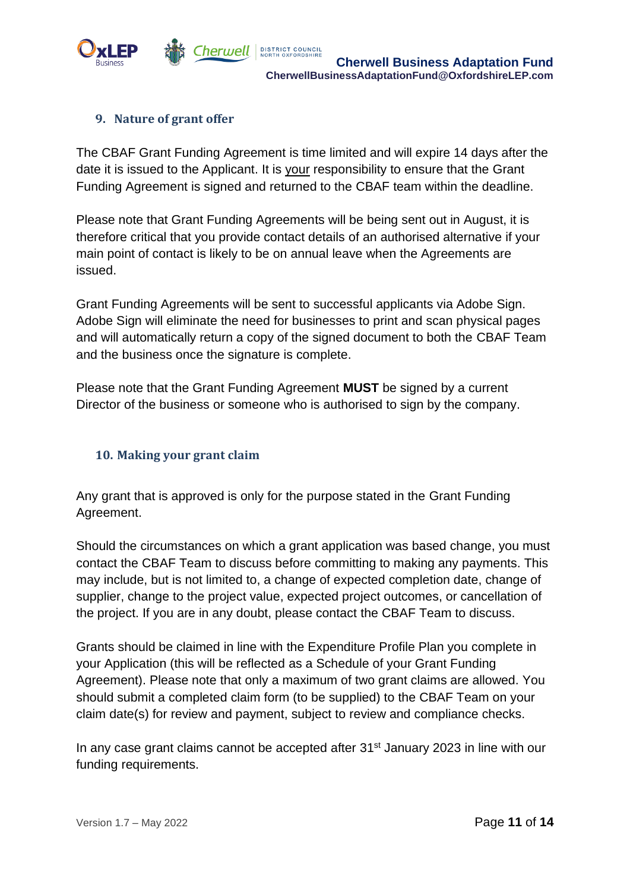## 9. Nature of grant offer

The CBAF Grant Funding Agreement is time limited and will expire 14 days after the date it is issued to the Applicant. It is your responsibility to ensure that the Grant Funding Agreement is signed and returned to the CBAF team within the deadline.

Please note that Grant Funding Agreements will be being sent out in August, it is therefore critical that you provide contact details of an authorised alternative if your main point of contact is likely to be on annual leave when the Agreements are issued.

Grant Funding Agreements will be sent to successful applicants via Adobe Sign. Adobe Sign will eliminate the need for businesses to print and scan physical pages and will automatically return a copy of the signed document to both the CBAF Team and the business once the signature is complete.

Please note that the Grant Funding Agreement **MUST** be signed by a current Director of the business or someone who is authorised to sign by the company.

## 10. Making your grant claim

Any grant that is approved is only for the purpose stated in the Grant Funding Agreement.

Should the circumstances on which a grant application was based change, you must contact the CBAF Team to discuss before committing to making any payments. This may include, but is not limited to, a change of expected completion date, change of supplier, change to the project value, expected project outcomes, or cancellation of the project. If you are in any doubt, please contact the CBAF Team to discuss.

Grants should be claimed in line with the Expenditure Profile Plan you complete in your Application (this will be reflected as a Schedule of your Grant Funding Agreement). Please note that only a maximum of two grant claims are allowed. You should submit a completed claim form (to be supplied) to the CBAF Team on your claim date(s) for review and payment, subject to review and compliance checks.

In any case grant claims cannot be accepted after 31st January 2023 in line with our funding requirements.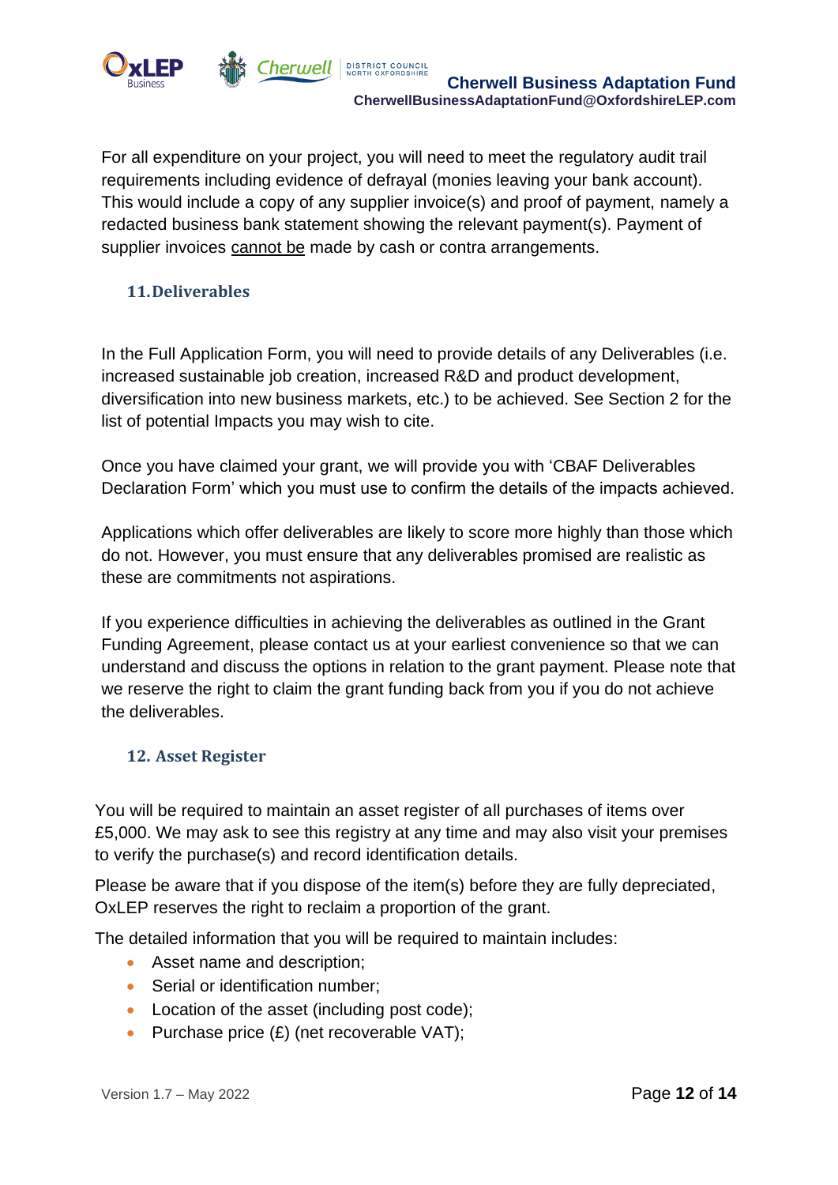For all expenditure on your project, you will need to meet the regulatory audit trail requirements including evidence of defrayal (monies leaving your bank account). This would include a copy of any supplier invoice(s) and proof of payment, namely a redacted business bank statement showing the relevant payment(s). Payment of supplier invoices <u>cannot be</u> made by cash or contra arrangements.

## 11. Deliverables

In the Full Application Form, you will need to provide details of any Deliverables (i.e. increased sustainable job creation, increased R&D and product development, diversification into new business markets, etc.) to be achieved. See Section 2 for the list of potential Impacts you may wish to cite.

Once you have claimed your grant, we will provide you with 'CBAF Deliverables Declaration Form' which you must use to confirm the details of the impacts achieved.

Applications which offer deliverables are likely to score more highly than those which do not. However, you must ensure that any deliverables promised are realistic as these are commitments not aspirations.

If you experience difficulties in achieving the deliverables as outlined in the Grant Funding Agreement, please contact us at your earliest convenience so that we can understand and discuss the options in relation to the grant payment. Please note that we reserve the right to claim the grant funding back from you if you do not achieve the deliverables.

## 12. Asset Register

You will be required to maintain an asset register of all purchases of items over £5,000. We may ask to see this registry at any time and may also visit your premises to verify the purchase(s) and record identification details.

Please be aware that if you dispose of the item(s) before they are fully depreciated, OxLEP reserves the right to reclaim a proportion of the grant.

The detailed information that you will be required to maintain includes:

- Asset name and description;
- Serial or identification number;
- Location of the asset (including post code);
- Purchase price (£) (net recoverable VAT);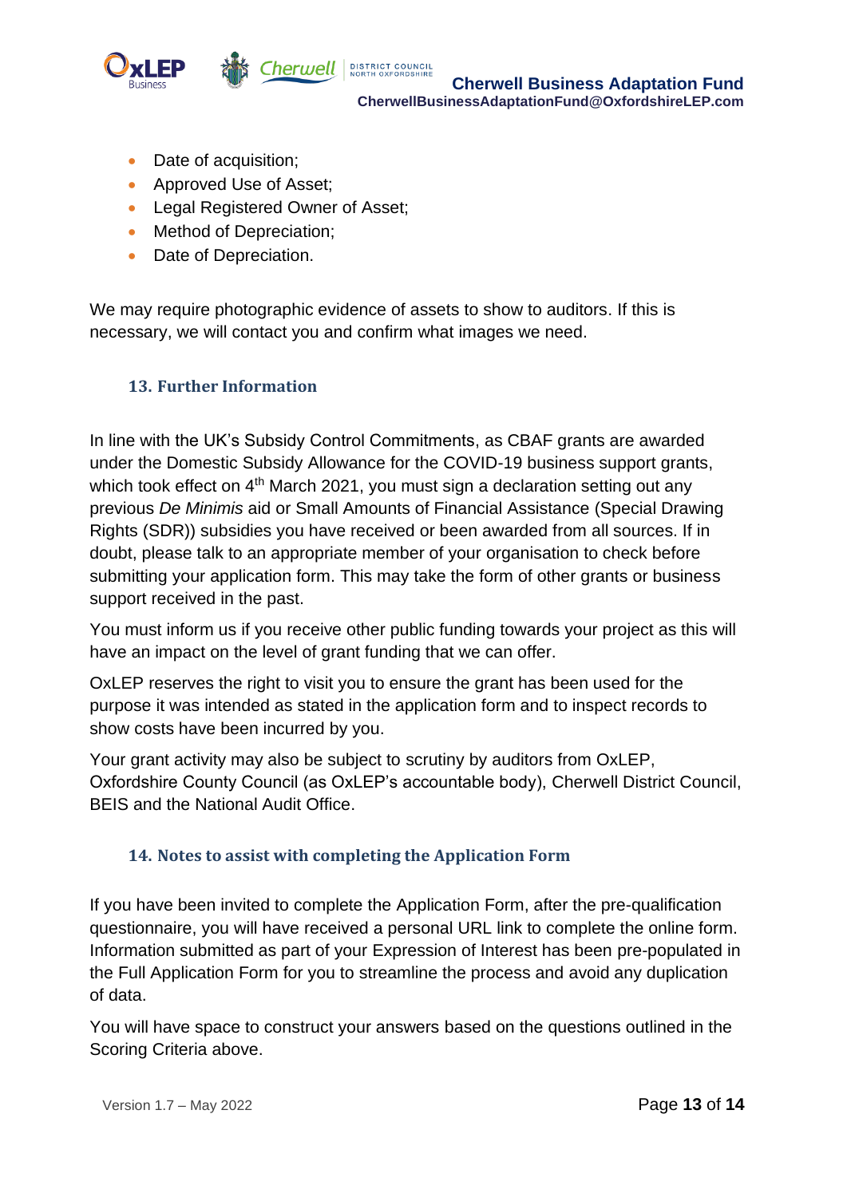- Date of acquisition;
- Approved Use of Asset;
- Legal Registered Owner of Asset;
- Method of Depreciation;
- Date of Depreciation.

We may require photographic evidence of assets to show to auditors. If this is necessary, we will contact you and confirm what images we need.

### 13. Further Information

In line with the UK's Subsidy Control Commitments, as CBAF grants are awarded under the Domestic Subsidy Allowance for the COVID-19 business support grants, which took effect on 4th March 2021, you must sign a declaration setting out any previous *De Minimis* aid or Small Amounts of Financial Assistance (Special Drawing Rights (SDR)) subsidies you have received or been awarded from all sources. If in doubt, please talk to an appropriate member of your organisation to check before submitting your application form. This may take the form of other grants or business support received in the past.

You must inform us if you receive other public funding towards your project as this will have an impact on the level of grant funding that we can offer.

OxLEP reserves the right to visit you to ensure the grant has been used for the purpose it was intended as stated in the application form and to inspect records to show costs have been incurred by you.

Your grant activity may also be subject to scrutiny by auditors from OxLEP, Oxfordshire County Council (as OxLEP's accountable body), Cherwell District Council, BEIS and the National Audit Office.

### 14. Notes to assist with completing the Application Form

If you have been invited to complete the Application Form, after the pre-qualification questionnaire, you will have received a personal URL link to complete the online form. Information submitted as part of your Expression of Interest has been pre-populated in the Full Application Form for you to streamline the process and avoid any duplication of data.

You will have space to construct your answers based on the questions outlined in the Scoring Criteria above.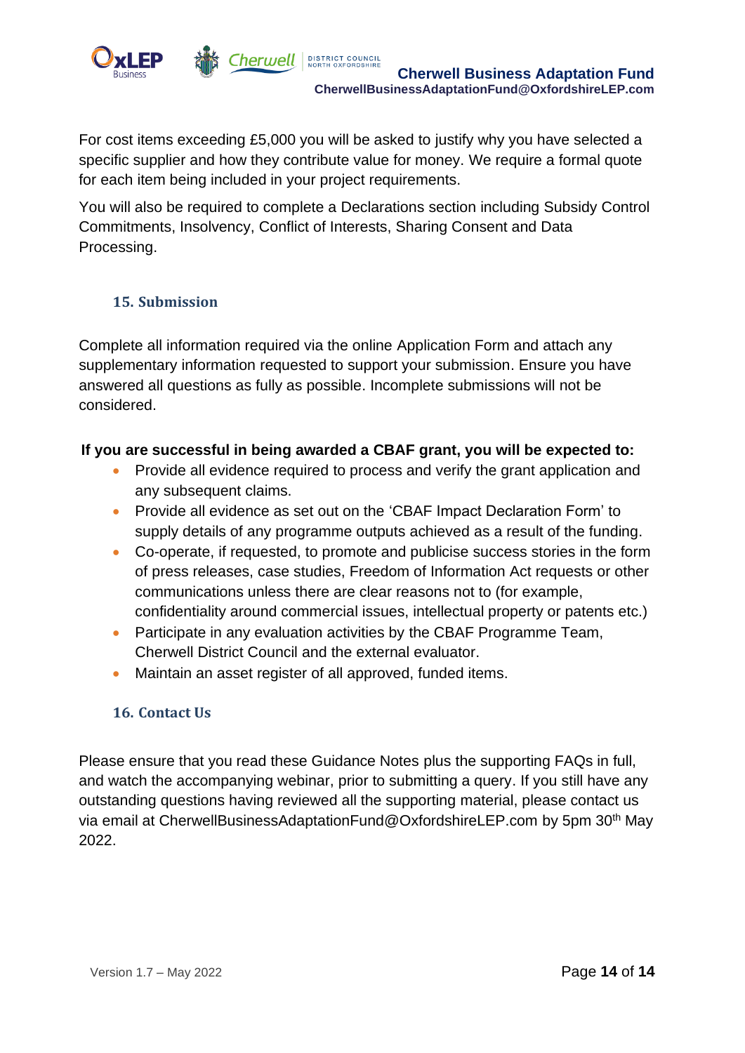For cost items exceeding £5,000 you will be asked to justify why you have selected a specific supplier and how they contribute value for money. We require a formal quote for each item being included in your project requirements.

You will also be required to complete a Declarations section including Subsidy Control Commitments, Insolvency, Conflict of Interests, Sharing Consent and Data Processing.

## 15. Submission

Complete all information required via the online Application Form and attach any supplementary information requested to support your submission. Ensure you have answered all questions as fully as possible. Incomplete submissions will not be considered.

**If you are successful in being awarded a CBAF grant, you will be expected to:**

- Provide all evidence required to process and verify the grant application and any subsequent claims.
- Provide all evidence as set out on the 'CBAF Impact Declaration Form' to supply details of any programme outputs achieved as a result of the funding.
- Co-operate, if requested, to promote and publicise success stories in the form of press releases, case studies, Freedom of Information Act requests or other communications unless there are clear reasons not to (for example, confidentiality around commercial issues, intellectual property or patents etc.)
- Participate in any evaluation activities by the CBAF Programme Team, Cherwell District Council and the external evaluator.
- Maintain an asset register of all approved, funded items.

## 16. Contact Us

Please ensure that you read these Guidance Notes plus the supporting FAQs in full, and watch the accompanying webinar, prior to submitting a query. If you still have any outstanding questions having reviewed all the supporting material, please contact us via email at CherwellBusinessAdaptationFund@OxfordshireLEP.com by 5pm 30th May 2022.